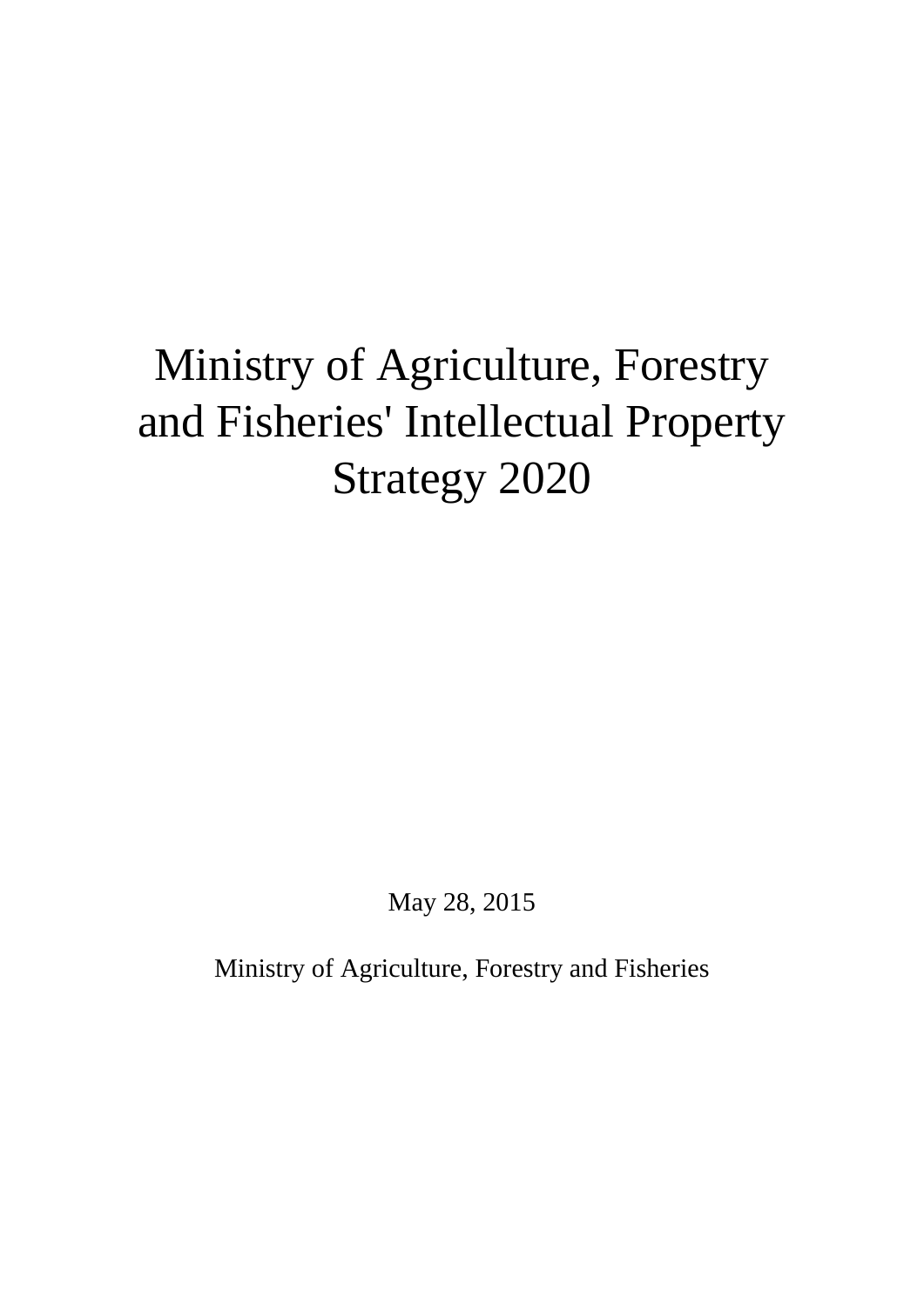# Ministry of Agriculture, Forestry and Fisheries' Intellectual Property Strategy 2020

May 28, 2015

Ministry of Agriculture, Forestry and Fisheries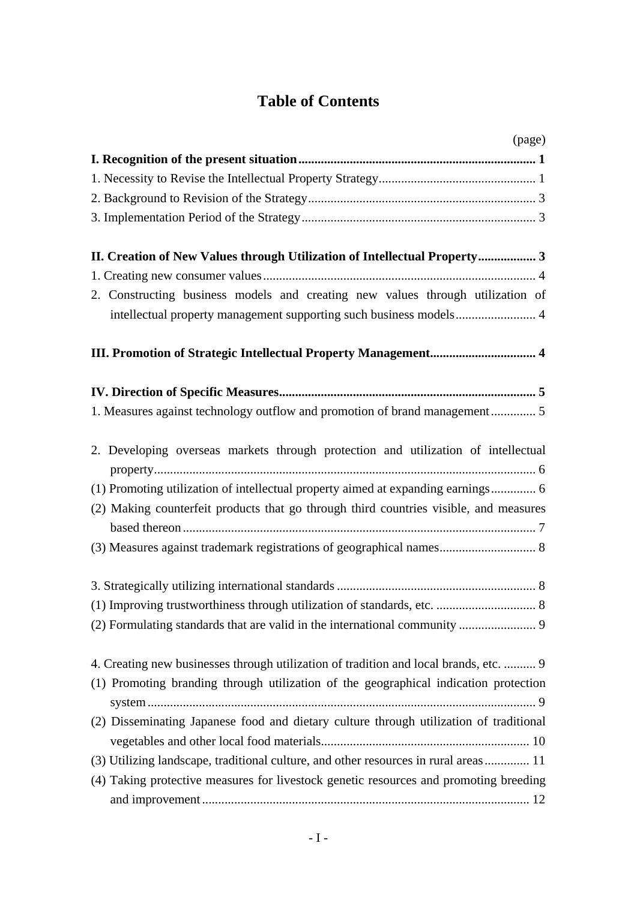# Table of Contents

(page)

**I. Recognition of the present situation ..... 1**

1. Necessity to Revise the Intellectual Property Strategy ..... 1
2. Background to Revision of the Strategy ..... 3
3. Implementation Period of the Strategy ..... 3

**II. Creation of New Values through Utilization of Intellectual Property ..... 3**

1. Creating new consumer values ..... 4
2. Constructing business models and creating new values through utilization of intellectual property management supporting such business models ..... 4

**III. Promotion of Strategic Intellectual Property Management ..... 4**

**IV. Direction of Specific Measures ..... 5**

1. Measures against technology outflow and promotion of brand management ..... 5

2. Developing overseas markets through protection and utilization of intellectual property ..... 6

(1) Promoting utilization of intellectual property aimed at expanding earnings ..... 6
(2) Making counterfeit products that go through third countries visible, and measures based thereon ..... 7
(3) Measures against trademark registrations of geographical names ..... 8

3. Strategically utilizing international standards ..... 8

(1) Improving trustworthiness through utilization of standards, etc. ..... 8
(2) Formulating standards that are valid in the international community ..... 9

4. Creating new businesses through utilization of tradition and local brands, etc. ..... 9

(1) Promoting branding through utilization of the geographical indication protection system ..... 9
(2) Disseminating Japanese food and dietary culture through utilization of traditional vegetables and other local food materials ..... 10
(3) Utilizing landscape, traditional culture, and other resources in rural areas ..... 11
(4) Taking protective measures for livestock genetic resources and promoting breeding and improvement ..... 12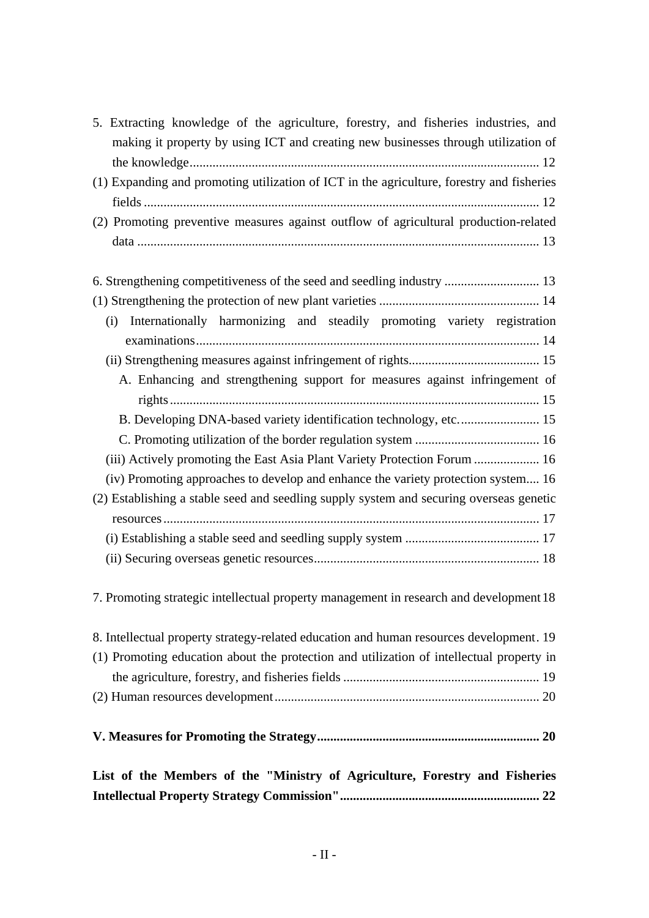5. Extracting knowledge of the agriculture, forestry, and fisheries industries, and making it property by using ICT and creating new businesses through utilization of the knowledge........................................................................................................... 12

(1) Expanding and promoting utilization of ICT in the agriculture, forestry and fisheries fields ......................................................................................................................... 12

(2) Promoting preventive measures against outflow of agricultural production-related data ........................................................................................................................... 13

6. Strengthening competitiveness of the seed and seedling industry ............................. 13

(1) Strengthening the protection of new plant varieties ................................................. 14

(i) Internationally harmonizing and steadily promoting variety registration examinations........................................................................................................ 14

(ii) Strengthening measures against infringement of rights........................................ 15

A. Enhancing and strengthening support for measures against infringement of rights................................................................................................................. 15

B. Developing DNA-based variety identification technology, etc. ........................ 15

C. Promoting utilization of the border regulation system ...................................... 16

(iii) Actively promoting the East Asia Plant Variety Protection Forum .................... 16

(iv) Promoting approaches to develop and enhance the variety protection system.... 16

(2) Establishing a stable seed and seedling supply system and securing overseas genetic resources.................................................................................................................. 17

(i) Establishing a stable seed and seedling supply system ......................................... 17

(ii) Securing overseas genetic resources.................................................................... 18

7. Promoting strategic intellectual property management in research and development 18

8. Intellectual property strategy-related education and human resources development. 19

(1) Promoting education about the protection and utilization of intellectual property in the agriculture, forestry, and fisheries fields ............................................................ 19

(2) Human resources development................................................................................ 20

**V. Measures for Promoting the Strategy................................................................... 20**

**List of the Members of the "Ministry of Agriculture, Forestry and Fisheries Intellectual Property Strategy Commission"............................................................ 22**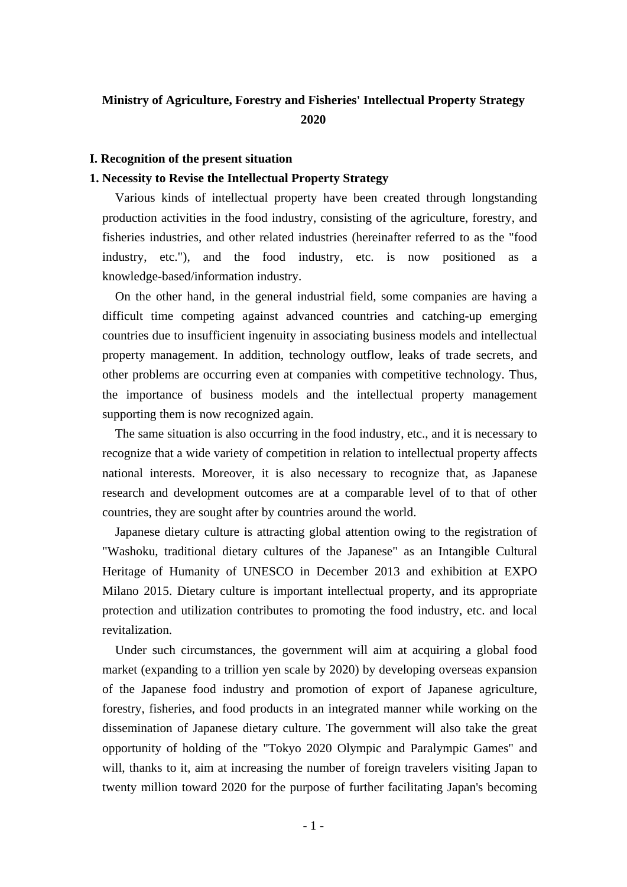# Ministry of Agriculture, Forestry and Fisheries' Intellectual Property Strategy 2020

## I. Recognition of the present situation

### 1. Necessity to Revise the Intellectual Property Strategy

Various kinds of intellectual property have been created through longstanding production activities in the food industry, consisting of the agriculture, forestry, and fisheries industries, and other related industries (hereinafter referred to as the "food industry, etc."), and the food industry, etc. is now positioned as a knowledge-based/information industry.

On the other hand, in the general industrial field, some companies are having a difficult time competing against advanced countries and catching-up emerging countries due to insufficient ingenuity in associating business models and intellectual property management. In addition, technology outflow, leaks of trade secrets, and other problems are occurring even at companies with competitive technology. Thus, the importance of business models and the intellectual property management supporting them is now recognized again.

The same situation is also occurring in the food industry, etc., and it is necessary to recognize that a wide variety of competition in relation to intellectual property affects national interests. Moreover, it is also necessary to recognize that, as Japanese research and development outcomes are at a comparable level of to that of other countries, they are sought after by countries around the world.

Japanese dietary culture is attracting global attention owing to the registration of "Washoku, traditional dietary cultures of the Japanese" as an Intangible Cultural Heritage of Humanity of UNESCO in December 2013 and exhibition at EXPO Milano 2015. Dietary culture is important intellectual property, and its appropriate protection and utilization contributes to promoting the food industry, etc. and local revitalization.

Under such circumstances, the government will aim at acquiring a global food market (expanding to a trillion yen scale by 2020) by developing overseas expansion of the Japanese food industry and promotion of export of Japanese agriculture, forestry, fisheries, and food products in an integrated manner while working on the dissemination of Japanese dietary culture. The government will also take the great opportunity of holding of the "Tokyo 2020 Olympic and Paralympic Games" and will, thanks to it, aim at increasing the number of foreign travelers visiting Japan to twenty million toward 2020 for the purpose of further facilitating Japan's becoming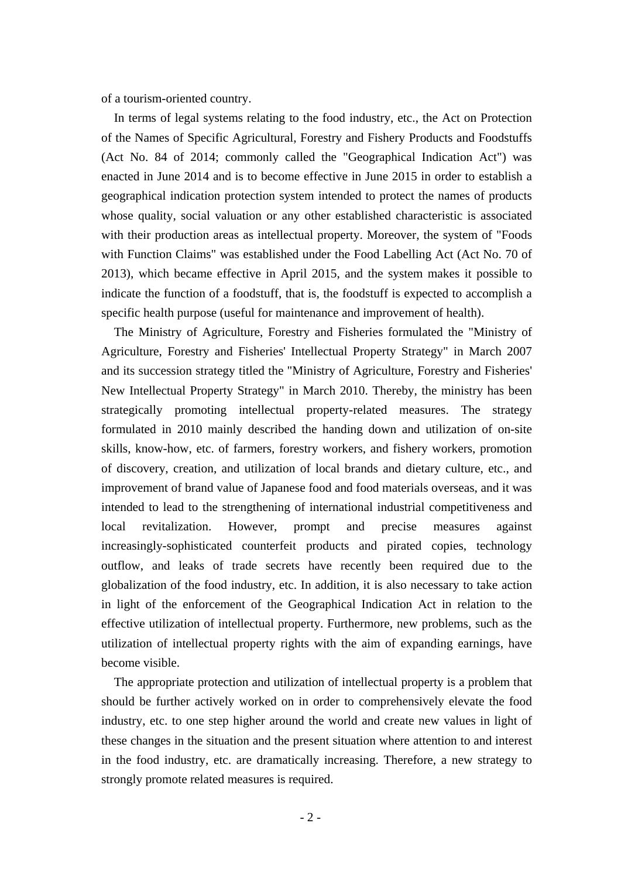of a tourism-oriented country.

In terms of legal systems relating to the food industry, etc., the Act on Protection of the Names of Specific Agricultural, Forestry and Fishery Products and Foodstuffs (Act No. 84 of 2014; commonly called the "Geographical Indication Act") was enacted in June 2014 and is to become effective in June 2015 in order to establish a geographical indication protection system intended to protect the names of products whose quality, social valuation or any other established characteristic is associated with their production areas as intellectual property. Moreover, the system of "Foods with Function Claims" was established under the Food Labelling Act (Act No. 70 of 2013), which became effective in April 2015, and the system makes it possible to indicate the function of a foodstuff, that is, the foodstuff is expected to accomplish a specific health purpose (useful for maintenance and improvement of health).

The Ministry of Agriculture, Forestry and Fisheries formulated the "Ministry of Agriculture, Forestry and Fisheries' Intellectual Property Strategy" in March 2007 and its succession strategy titled the "Ministry of Agriculture, Forestry and Fisheries' New Intellectual Property Strategy" in March 2010. Thereby, the ministry has been strategically promoting intellectual property-related measures. The strategy formulated in 2010 mainly described the handing down and utilization of on-site skills, know-how, etc. of farmers, forestry workers, and fishery workers, promotion of discovery, creation, and utilization of local brands and dietary culture, etc., and improvement of brand value of Japanese food and food materials overseas, and it was intended to lead to the strengthening of international industrial competitiveness and local revitalization. However, prompt and precise measures against increasingly-sophisticated counterfeit products and pirated copies, technology outflow, and leaks of trade secrets have recently been required due to the globalization of the food industry, etc. In addition, it is also necessary to take action in light of the enforcement of the Geographical Indication Act in relation to the effective utilization of intellectual property. Furthermore, new problems, such as the utilization of intellectual property rights with the aim of expanding earnings, have become visible.

The appropriate protection and utilization of intellectual property is a problem that should be further actively worked on in order to comprehensively elevate the food industry, etc. to one step higher around the world and create new values in light of these changes in the situation and the present situation where attention to and interest in the food industry, etc. are dramatically increasing. Therefore, a new strategy to strongly promote related measures is required.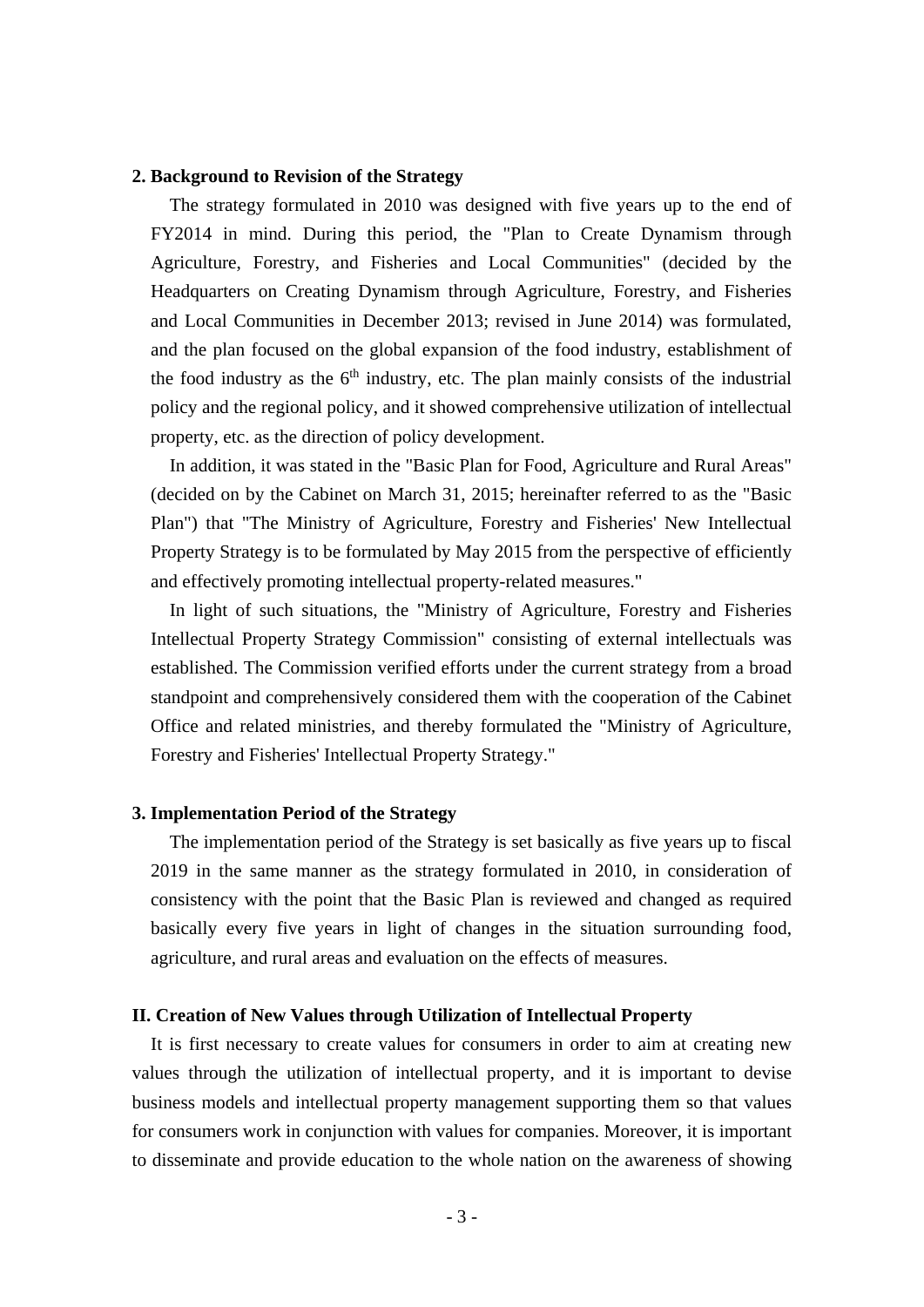## 2. Background to Revision of the Strategy

The strategy formulated in 2010 was designed with five years up to the end of FY2014 in mind. During this period, the "Plan to Create Dynamism through Agriculture, Forestry, and Fisheries and Local Communities" (decided by the Headquarters on Creating Dynamism through Agriculture, Forestry, and Fisheries and Local Communities in December 2013; revised in June 2014) was formulated, and the plan focused on the global expansion of the food industry, establishment of the food industry as the 6$^{th}$ industry, etc. The plan mainly consists of the industrial policy and the regional policy, and it showed comprehensive utilization of intellectual property, etc. as the direction of policy development.

In addition, it was stated in the "Basic Plan for Food, Agriculture and Rural Areas" (decided on by the Cabinet on March 31, 2015; hereinafter referred to as the "Basic Plan") that "The Ministry of Agriculture, Forestry and Fisheries' New Intellectual Property Strategy is to be formulated by May 2015 from the perspective of efficiently and effectively promoting intellectual property-related measures."

In light of such situations, the "Ministry of Agriculture, Forestry and Fisheries Intellectual Property Strategy Commission" consisting of external intellectuals was established. The Commission verified efforts under the current strategy from a broad standpoint and comprehensively considered them with the cooperation of the Cabinet Office and related ministries, and thereby formulated the "Ministry of Agriculture, Forestry and Fisheries' Intellectual Property Strategy."

## 3. Implementation Period of the Strategy

The implementation period of the Strategy is set basically as five years up to fiscal 2019 in the same manner as the strategy formulated in 2010, in consideration of consistency with the point that the Basic Plan is reviewed and changed as required basically every five years in light of changes in the situation surrounding food, agriculture, and rural areas and evaluation on the effects of measures.

# II. Creation of New Values through Utilization of Intellectual Property

It is first necessary to create values for consumers in order to aim at creating new values through the utilization of intellectual property, and it is important to devise business models and intellectual property management supporting them so that values for consumers work in conjunction with values for companies. Moreover, it is important to disseminate and provide education to the whole nation on the awareness of showing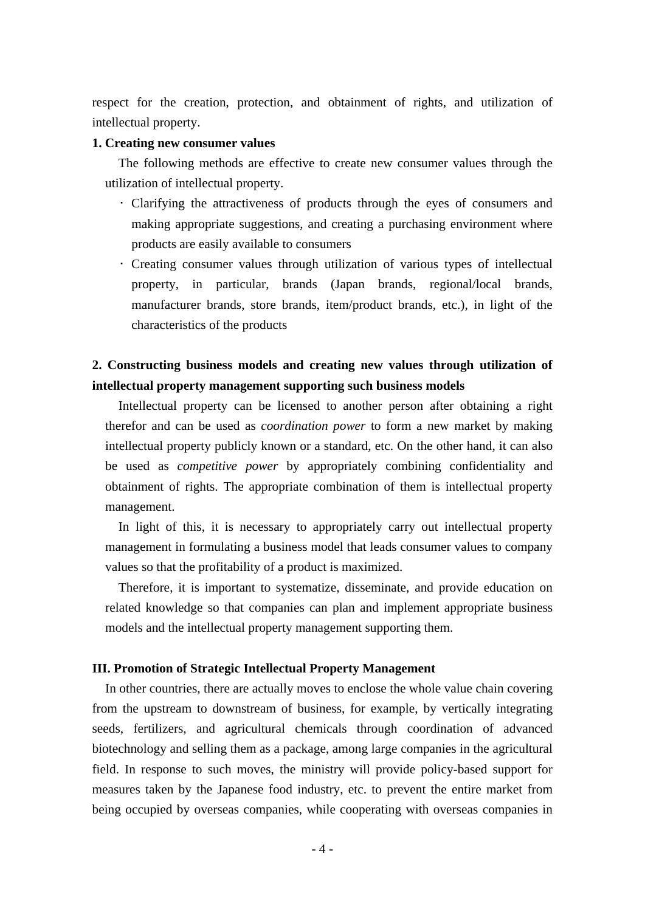respect for the creation, protection, and obtainment of rights, and utilization of intellectual property.

**1. Creating new consumer values**

The following methods are effective to create new consumer values through the utilization of intellectual property.

- Clarifying the attractiveness of products through the eyes of consumers and making appropriate suggestions, and creating a purchasing environment where products are easily available to consumers
- Creating consumer values through utilization of various types of intellectual property, in particular, brands (Japan brands, regional/local brands, manufacturer brands, store brands, item/product brands, etc.), in light of the characteristics of the products

**2. Constructing business models and creating new values through utilization of intellectual property management supporting such business models**

Intellectual property can be licensed to another person after obtaining a right therefor and can be used as *coordination power* to form a new market by making intellectual property publicly known or a standard, etc. On the other hand, it can also be used as *competitive power* by appropriately combining confidentiality and obtainment of rights. The appropriate combination of them is intellectual property management.

In light of this, it is necessary to appropriately carry out intellectual property management in formulating a business model that leads consumer values to company values so that the profitability of a product is maximized.

Therefore, it is important to systematize, disseminate, and provide education on related knowledge so that companies can plan and implement appropriate business models and the intellectual property management supporting them.

**III. Promotion of Strategic Intellectual Property Management**

In other countries, there are actually moves to enclose the whole value chain covering from the upstream to downstream of business, for example, by vertically integrating seeds, fertilizers, and agricultural chemicals through coordination of advanced biotechnology and selling them as a package, among large companies in the agricultural field. In response to such moves, the ministry will provide policy-based support for measures taken by the Japanese food industry, etc. to prevent the entire market from being occupied by overseas companies, while cooperating with overseas companies in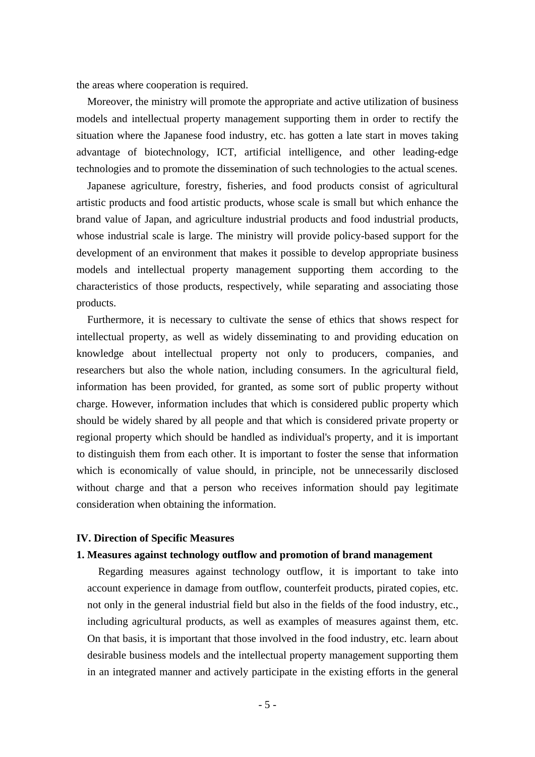the areas where cooperation is required.

Moreover, the ministry will promote the appropriate and active utilization of business models and intellectual property management supporting them in order to rectify the situation where the Japanese food industry, etc. has gotten a late start in moves taking advantage of biotechnology, ICT, artificial intelligence, and other leading-edge technologies and to promote the dissemination of such technologies to the actual scenes.

Japanese agriculture, forestry, fisheries, and food products consist of agricultural artistic products and food artistic products, whose scale is small but which enhance the brand value of Japan, and agriculture industrial products and food industrial products, whose industrial scale is large. The ministry will provide policy-based support for the development of an environment that makes it possible to develop appropriate business models and intellectual property management supporting them according to the characteristics of those products, respectively, while separating and associating those products.

Furthermore, it is necessary to cultivate the sense of ethics that shows respect for intellectual property, as well as widely disseminating to and providing education on knowledge about intellectual property not only to producers, companies, and researchers but also the whole nation, including consumers. In the agricultural field, information has been provided, for granted, as some sort of public property without charge. However, information includes that which is considered public property which should be widely shared by all people and that which is considered private property or regional property which should be handled as individual's property, and it is important to distinguish them from each other. It is important to foster the sense that information which is economically of value should, in principle, not be unnecessarily disclosed without charge and that a person who receives information should pay legitimate consideration when obtaining the information.

## IV. Direction of Specific Measures

### 1. Measures against technology outflow and promotion of brand management

Regarding measures against technology outflow, it is important to take into account experience in damage from outflow, counterfeit products, pirated copies, etc. not only in the general industrial field but also in the fields of the food industry, etc., including agricultural products, as well as examples of measures against them, etc. On that basis, it is important that those involved in the food industry, etc. learn about desirable business models and the intellectual property management supporting them in an integrated manner and actively participate in the existing efforts in the general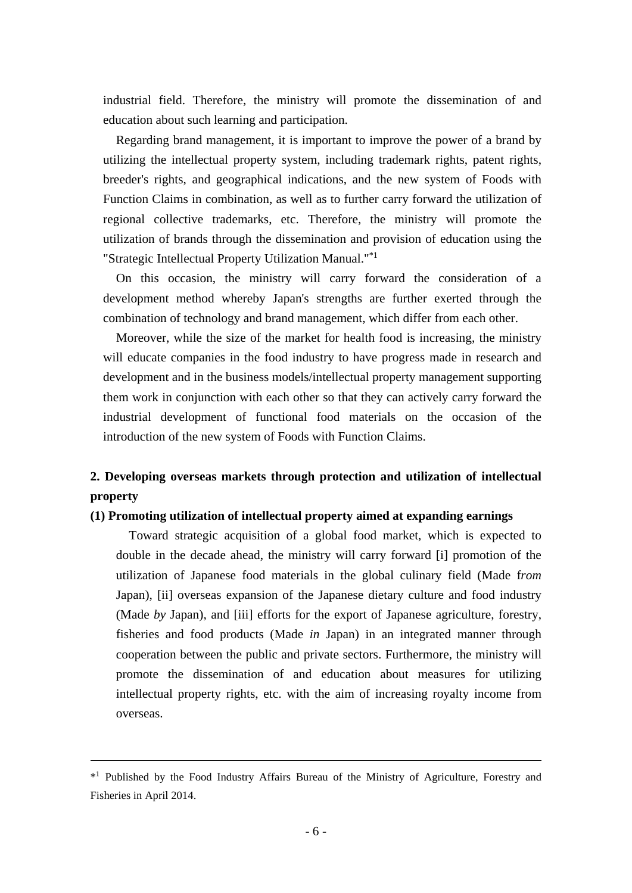industrial field. Therefore, the ministry will promote the dissemination of and education about such learning and participation.

Regarding brand management, it is important to improve the power of a brand by utilizing the intellectual property system, including trademark rights, patent rights, breeder's rights, and geographical indications, and the new system of Foods with Function Claims in combination, as well as to further carry forward the utilization of regional collective trademarks, etc. Therefore, the ministry will promote the utilization of brands through the dissemination and provision of education using the "Strategic Intellectual Property Utilization Manual."*[1]

On this occasion, the ministry will carry forward the consideration of a development method whereby Japan's strengths are further exerted through the combination of technology and brand management, which differ from each other.

Moreover, while the size of the market for health food is increasing, the ministry will educate companies in the food industry to have progress made in research and development and in the business models/intellectual property management supporting them work in conjunction with each other so that they can actively carry forward the industrial development of functional food materials on the occasion of the introduction of the new system of Foods with Function Claims.

## 2. Developing overseas markets through protection and utilization of intellectual property

### (1) Promoting utilization of intellectual property aimed at expanding earnings

Toward strategic acquisition of a global food market, which is expected to double in the decade ahead, the ministry will carry forward [i] promotion of the utilization of Japanese food materials in the global culinary field (Made f*rom* Japan), [ii] overseas expansion of the Japanese dietary culture and food industry (Made *by* Japan), and [iii] efforts for the export of Japanese agriculture, forestry, fisheries and food products (Made *in* Japan) in an integrated manner through cooperation between the public and private sectors. Furthermore, the ministry will promote the dissemination of and education about measures for utilizing intellectual property rights, etc. with the aim of increasing royalty income from overseas.

---

*[1] Published by the Food Industry Affairs Bureau of the Ministry of Agriculture, Forestry and Fisheries in April 2014.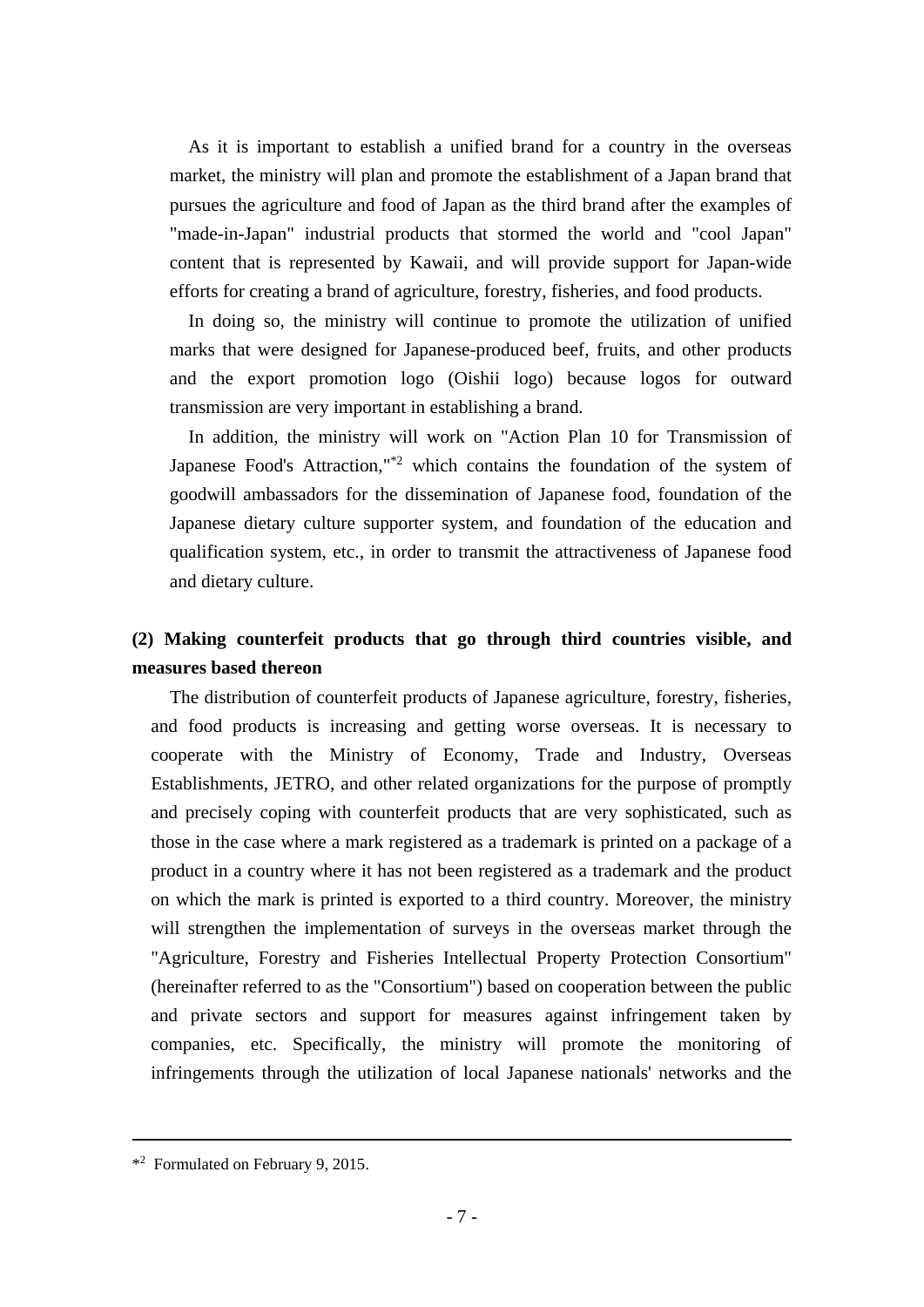As it is important to establish a unified brand for a country in the overseas market, the ministry will plan and promote the establishment of a Japan brand that pursues the agriculture and food of Japan as the third brand after the examples of "made-in-Japan" industrial products that stormed the world and "cool Japan" content that is represented by Kawaii, and will provide support for Japan-wide efforts for creating a brand of agriculture, forestry, fisheries, and food products.

In doing so, the ministry will continue to promote the utilization of unified marks that were designed for Japanese-produced beef, fruits, and other products and the export promotion logo (Oishii logo) because logos for outward transmission are very important in establishing a brand.

In addition, the ministry will work on "Action Plan 10 for Transmission of Japanese Food's Attraction,"[*2] which contains the foundation of the system of goodwill ambassadors for the dissemination of Japanese food, foundation of the Japanese dietary culture supporter system, and foundation of the education and qualification system, etc., in order to transmit the attractiveness of Japanese food and dietary culture.

**(2) Making counterfeit products that go through third countries visible, and measures based thereon**

The distribution of counterfeit products of Japanese agriculture, forestry, fisheries, and food products is increasing and getting worse overseas. It is necessary to cooperate with the Ministry of Economy, Trade and Industry, Overseas Establishments, JETRO, and other related organizations for the purpose of promptly and precisely coping with counterfeit products that are very sophisticated, such as those in the case where a mark registered as a trademark is printed on a package of a product in a country where it has not been registered as a trademark and the product on which the mark is printed is exported to a third country. Moreover, the ministry will strengthen the implementation of surveys in the overseas market through the "Agriculture, Forestry and Fisheries Intellectual Property Protection Consortium" (hereinafter referred to as the "Consortium") based on cooperation between the public and private sectors and support for measures against infringement taken by companies, etc. Specifically, the ministry will promote the monitoring of infringements through the utilization of local Japanese nationals' networks and the

---

*2 Formulated on February 9, 2015.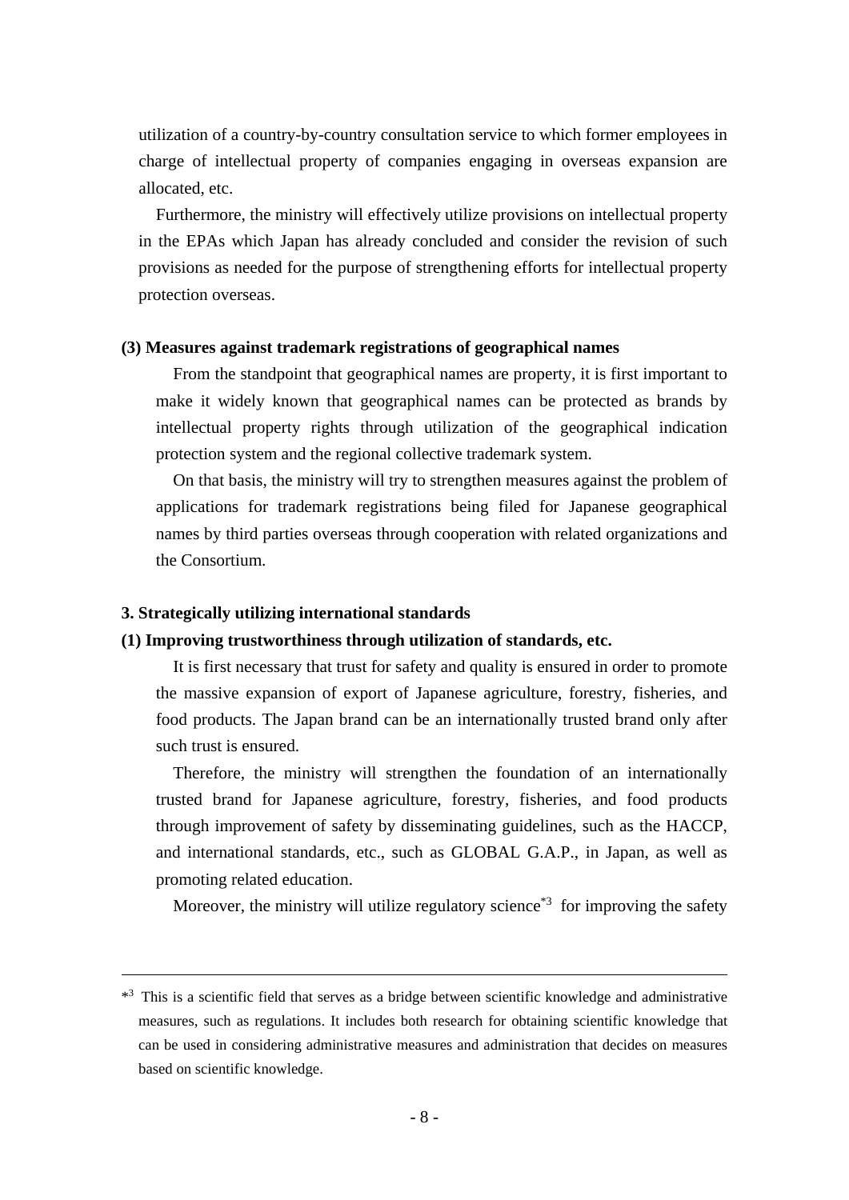utilization of a country-by-country consultation service to which former employees in charge of intellectual property of companies engaging in overseas expansion are allocated, etc.

Furthermore, the ministry will effectively utilize provisions on intellectual property in the EPAs which Japan has already concluded and consider the revision of such provisions as needed for the purpose of strengthening efforts for intellectual property protection overseas.

**(3) Measures against trademark registrations of geographical names**

From the standpoint that geographical names are property, it is first important to make it widely known that geographical names can be protected as brands by intellectual property rights through utilization of the geographical indication protection system and the regional collective trademark system.

On that basis, the ministry will try to strengthen measures against the problem of applications for trademark registrations being filed for Japanese geographical names by third parties overseas through cooperation with related organizations and the Consortium.

**3. Strategically utilizing international standards**

**(1) Improving trustworthiness through utilization of standards, etc.**

It is first necessary that trust for safety and quality is ensured in order to promote the massive expansion of export of Japanese agriculture, forestry, fisheries, and food products. The Japan brand can be an internationally trusted brand only after such trust is ensured.

Therefore, the ministry will strengthen the foundation of an internationally trusted brand for Japanese agriculture, forestry, fisheries, and food products through improvement of safety by disseminating guidelines, such as the HACCP, and international standards, etc., such as GLOBAL G.A.P., in Japan, as well as promoting related education.

Moreover, the ministry will utilize regulatory science[*3] for improving the safety

---

[*3] This is a scientific field that serves as a bridge between scientific knowledge and administrative measures, such as regulations. It includes both research for obtaining scientific knowledge that can be used in considering administrative measures and administration that decides on measures based on scientific knowledge.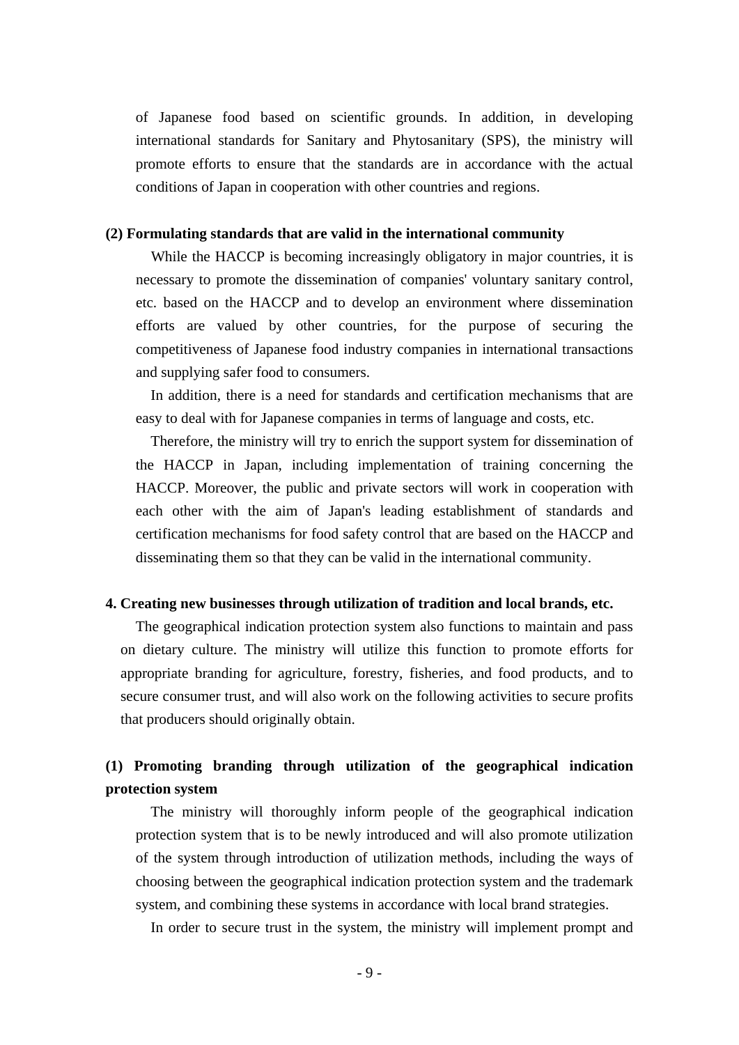of Japanese food based on scientific grounds. In addition, in developing international standards for Sanitary and Phytosanitary (SPS), the ministry will promote efforts to ensure that the standards are in accordance with the actual conditions of Japan in cooperation with other countries and regions.

### (2) Formulating standards that are valid in the international community

While the HACCP is becoming increasingly obligatory in major countries, it is necessary to promote the dissemination of companies' voluntary sanitary control, etc. based on the HACCP and to develop an environment where dissemination efforts are valued by other countries, for the purpose of securing the competitiveness of Japanese food industry companies in international transactions and supplying safer food to consumers.

In addition, there is a need for standards and certification mechanisms that are easy to deal with for Japanese companies in terms of language and costs, etc.

Therefore, the ministry will try to enrich the support system for dissemination of the HACCP in Japan, including implementation of training concerning the HACCP. Moreover, the public and private sectors will work in cooperation with each other with the aim of Japan's leading establishment of standards and certification mechanisms for food safety control that are based on the HACCP and disseminating them so that they can be valid in the international community.

## 4. Creating new businesses through utilization of tradition and local brands, etc.

The geographical indication protection system also functions to maintain and pass on dietary culture. The ministry will utilize this function to promote efforts for appropriate branding for agriculture, forestry, fisheries, and food products, and to secure consumer trust, and will also work on the following activities to secure profits that producers should originally obtain.

### (1) Promoting branding through utilization of the geographical indication protection system

The ministry will thoroughly inform people of the geographical indication protection system that is to be newly introduced and will also promote utilization of the system through introduction of utilization methods, including the ways of choosing between the geographical indication protection system and the trademark system, and combining these systems in accordance with local brand strategies.

In order to secure trust in the system, the ministry will implement prompt and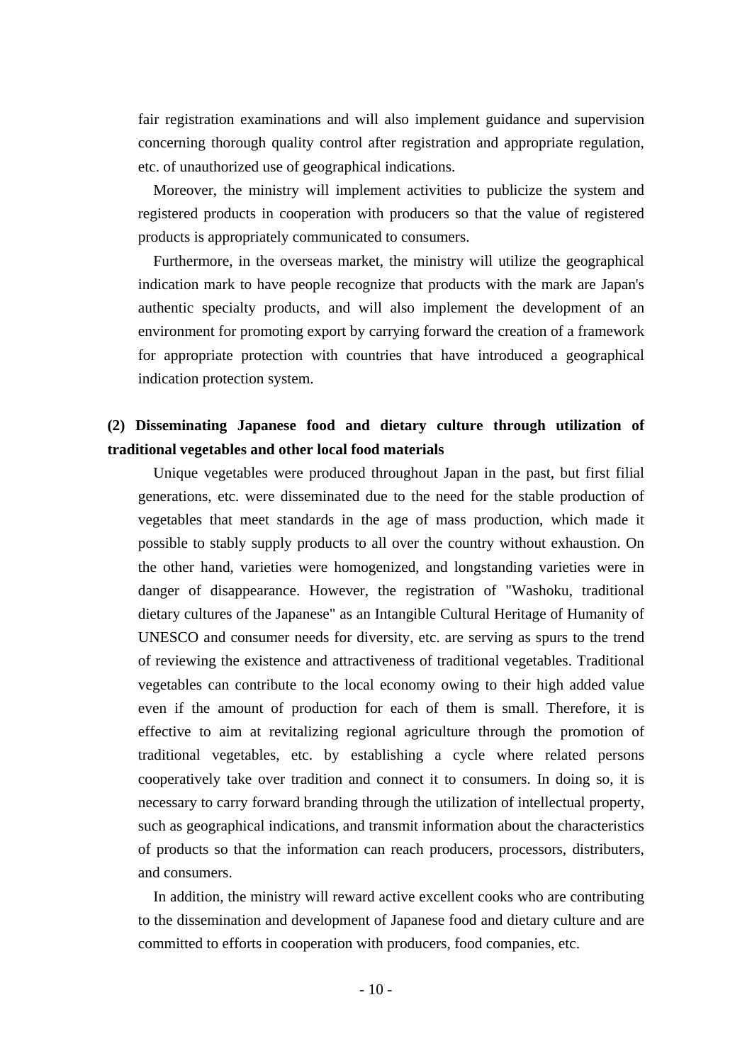fair registration examinations and will also implement guidance and supervision concerning thorough quality control after registration and appropriate regulation, etc. of unauthorized use of geographical indications.

Moreover, the ministry will implement activities to publicize the system and registered products in cooperation with producers so that the value of registered products is appropriately communicated to consumers.

Furthermore, in the overseas market, the ministry will utilize the geographical indication mark to have people recognize that products with the mark are Japan's authentic specialty products, and will also implement the development of an environment for promoting export by carrying forward the creation of a framework for appropriate protection with countries that have introduced a geographical indication protection system.

**(2) Disseminating Japanese food and dietary culture through utilization of traditional vegetables and other local food materials**

Unique vegetables were produced throughout Japan in the past, but first filial generations, etc. were disseminated due to the need for the stable production of vegetables that meet standards in the age of mass production, which made it possible to stably supply products to all over the country without exhaustion. On the other hand, varieties were homogenized, and longstanding varieties were in danger of disappearance. However, the registration of "Washoku, traditional dietary cultures of the Japanese" as an Intangible Cultural Heritage of Humanity of UNESCO and consumer needs for diversity, etc. are serving as spurs to the trend of reviewing the existence and attractiveness of traditional vegetables. Traditional vegetables can contribute to the local economy owing to their high added value even if the amount of production for each of them is small. Therefore, it is effective to aim at revitalizing regional agriculture through the promotion of traditional vegetables, etc. by establishing a cycle where related persons cooperatively take over tradition and connect it to consumers. In doing so, it is necessary to carry forward branding through the utilization of intellectual property, such as geographical indications, and transmit information about the characteristics of products so that the information can reach producers, processors, distributers, and consumers.

In addition, the ministry will reward active excellent cooks who are contributing to the dissemination and development of Japanese food and dietary culture and are committed to efforts in cooperation with producers, food companies, etc.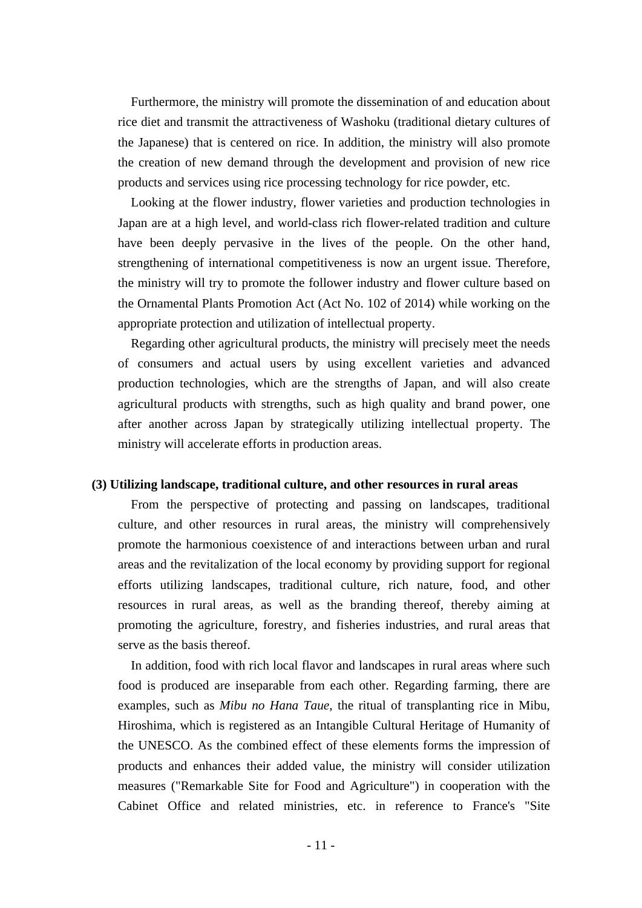Furthermore, the ministry will promote the dissemination of and education about rice diet and transmit the attractiveness of Washoku (traditional dietary cultures of the Japanese) that is centered on rice. In addition, the ministry will also promote the creation of new demand through the development and provision of new rice products and services using rice processing technology for rice powder, etc.

Looking at the flower industry, flower varieties and production technologies in Japan are at a high level, and world-class rich flower-related tradition and culture have been deeply pervasive in the lives of the people. On the other hand, strengthening of international competitiveness is now an urgent issue. Therefore, the ministry will try to promote the follower industry and flower culture based on the Ornamental Plants Promotion Act (Act No. 102 of 2014) while working on the appropriate protection and utilization of intellectual property.

Regarding other agricultural products, the ministry will precisely meet the needs of consumers and actual users by using excellent varieties and advanced production technologies, which are the strengths of Japan, and will also create agricultural products with strengths, such as high quality and brand power, one after another across Japan by strategically utilizing intellectual property. The ministry will accelerate efforts in production areas.

**(3) Utilizing landscape, traditional culture, and other resources in rural areas**

From the perspective of protecting and passing on landscapes, traditional culture, and other resources in rural areas, the ministry will comprehensively promote the harmonious coexistence of and interactions between urban and rural areas and the revitalization of the local economy by providing support for regional efforts utilizing landscapes, traditional culture, rich nature, food, and other resources in rural areas, as well as the branding thereof, thereby aiming at promoting the agriculture, forestry, and fisheries industries, and rural areas that serve as the basis thereof.

In addition, food with rich local flavor and landscapes in rural areas where such food is produced are inseparable from each other. Regarding farming, there are examples, such as *Mibu no Hana Taue*, the ritual of transplanting rice in Mibu, Hiroshima, which is registered as an Intangible Cultural Heritage of Humanity of the UNESCO. As the combined effect of these elements forms the impression of products and enhances their added value, the ministry will consider utilization measures ("Remarkable Site for Food and Agriculture") in cooperation with the Cabinet Office and related ministries, etc. in reference to France's "Site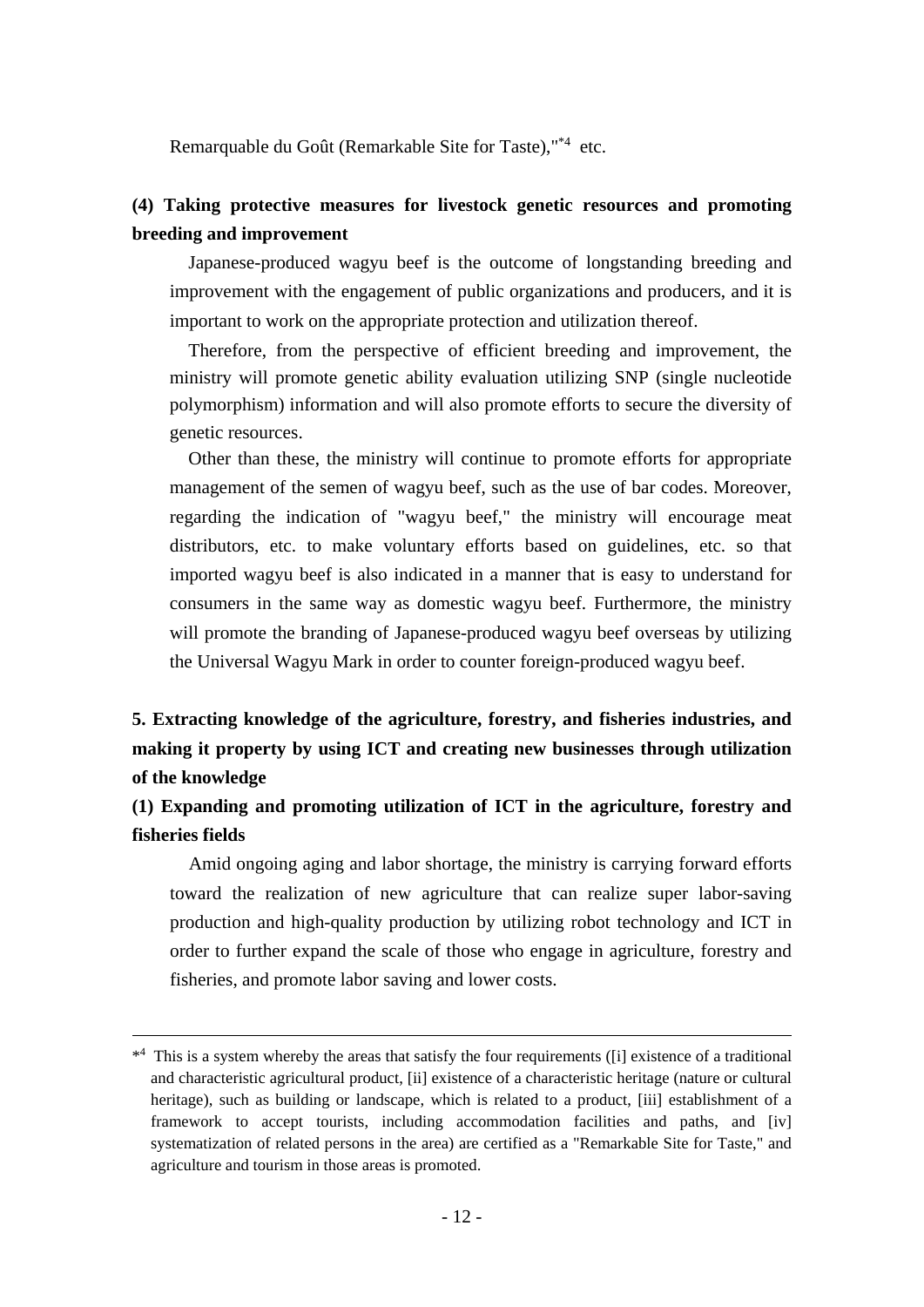Remarquable du Goût (Remarkable Site for Taste),"*4 etc.

**(4) Taking protective measures for livestock genetic resources and promoting breeding and improvement**

Japanese-produced wagyu beef is the outcome of longstanding breeding and improvement with the engagement of public organizations and producers, and it is important to work on the appropriate protection and utilization thereof.

Therefore, from the perspective of efficient breeding and improvement, the ministry will promote genetic ability evaluation utilizing SNP (single nucleotide polymorphism) information and will also promote efforts to secure the diversity of genetic resources.

Other than these, the ministry will continue to promote efforts for appropriate management of the semen of wagyu beef, such as the use of bar codes. Moreover, regarding the indication of "wagyu beef," the ministry will encourage meat distributors, etc. to make voluntary efforts based on guidelines, etc. so that imported wagyu beef is also indicated in a manner that is easy to understand for consumers in the same way as domestic wagyu beef. Furthermore, the ministry will promote the branding of Japanese-produced wagyu beef overseas by utilizing the Universal Wagyu Mark in order to counter foreign-produced wagyu beef.

**5. Extracting knowledge of the agriculture, forestry, and fisheries industries, and making it property by using ICT and creating new businesses through utilization of the knowledge**

**(1) Expanding and promoting utilization of ICT in the agriculture, forestry and fisheries fields**

Amid ongoing aging and labor shortage, the ministry is carrying forward efforts toward the realization of new agriculture that can realize super labor-saving production and high-quality production by utilizing robot technology and ICT in order to further expand the scale of those who engage in agriculture, forestry and fisheries, and promote labor saving and lower costs.

---

*4 This is a system whereby the areas that satisfy the four requirements ([i] existence of a traditional and characteristic agricultural product, [ii] existence of a characteristic heritage (nature or cultural heritage), such as building or landscape, which is related to a product, [iii] establishment of a framework to accept tourists, including accommodation facilities and paths, and [iv] systematization of related persons in the area) are certified as a "Remarkable Site for Taste," and agriculture and tourism in those areas is promoted.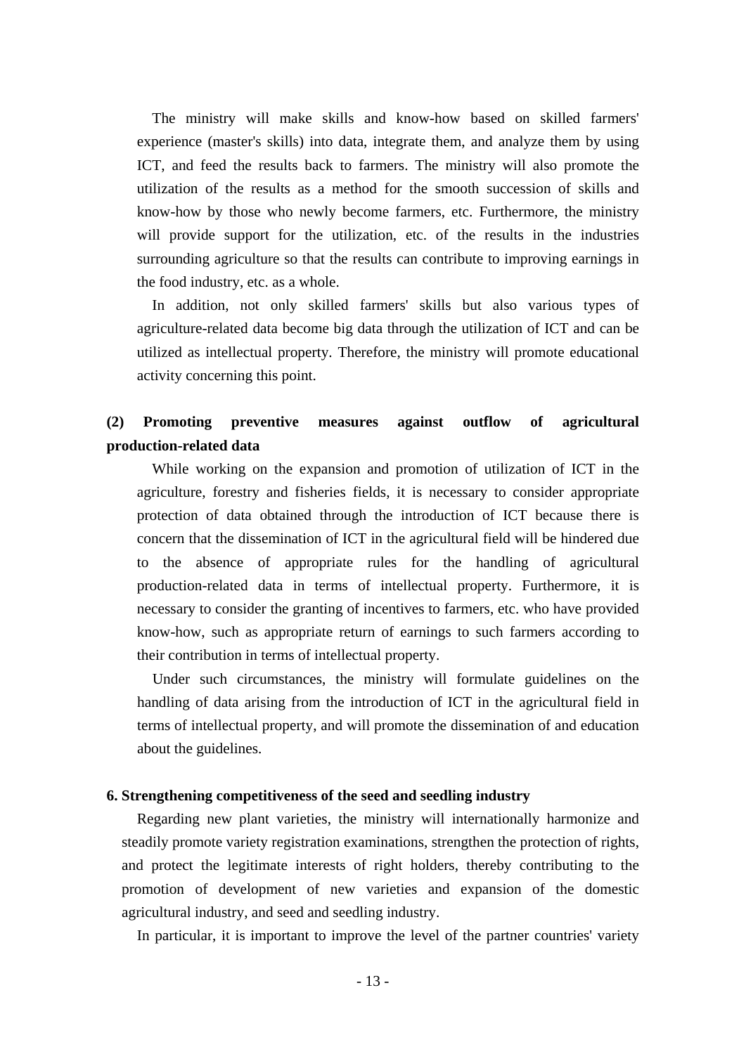The ministry will make skills and know-how based on skilled farmers' experience (master's skills) into data, integrate them, and analyze them by using ICT, and feed the results back to farmers. The ministry will also promote the utilization of the results as a method for the smooth succession of skills and know-how by those who newly become farmers, etc. Furthermore, the ministry will provide support for the utilization, etc. of the results in the industries surrounding agriculture so that the results can contribute to improving earnings in the food industry, etc. as a whole.

In addition, not only skilled farmers' skills but also various types of agriculture-related data become big data through the utilization of ICT and can be utilized as intellectual property. Therefore, the ministry will promote educational activity concerning this point.

**(2) Promoting preventive measures against outflow of agricultural production-related data**

While working on the expansion and promotion of utilization of ICT in the agriculture, forestry and fisheries fields, it is necessary to consider appropriate protection of data obtained through the introduction of ICT because there is concern that the dissemination of ICT in the agricultural field will be hindered due to the absence of appropriate rules for the handling of agricultural production-related data in terms of intellectual property. Furthermore, it is necessary to consider the granting of incentives to farmers, etc. who have provided know-how, such as appropriate return of earnings to such farmers according to their contribution in terms of intellectual property.

Under such circumstances, the ministry will formulate guidelines on the handling of data arising from the introduction of ICT in the agricultural field in terms of intellectual property, and will promote the dissemination of and education about the guidelines.

**6. Strengthening competitiveness of the seed and seedling industry**

Regarding new plant varieties, the ministry will internationally harmonize and steadily promote variety registration examinations, strengthen the protection of rights, and protect the legitimate interests of right holders, thereby contributing to the promotion of development of new varieties and expansion of the domestic agricultural industry, and seed and seedling industry.

In particular, it is important to improve the level of the partner countries' variety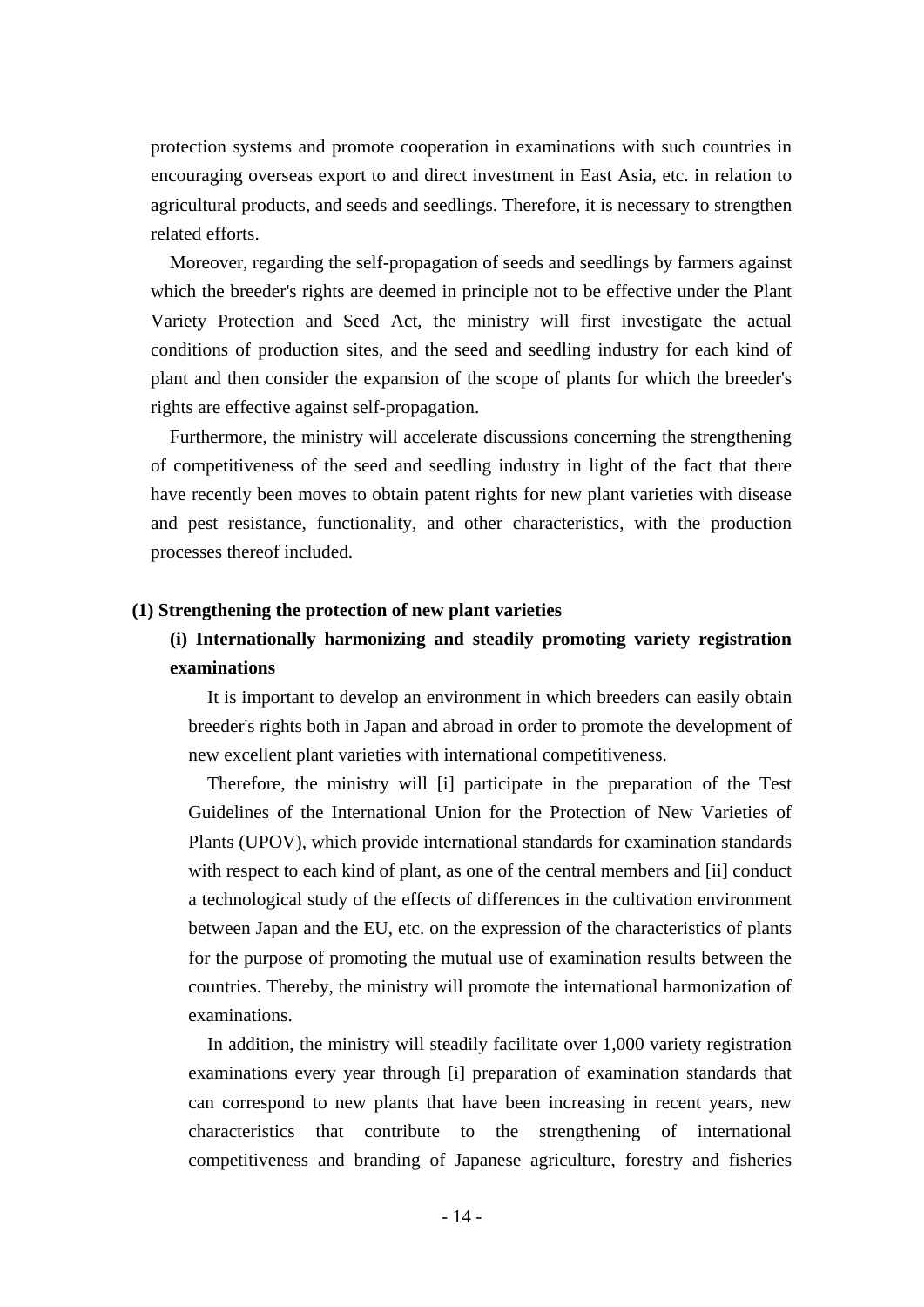protection systems and promote cooperation in examinations with such countries in encouraging overseas export to and direct investment in East Asia, etc. in relation to agricultural products, and seeds and seedlings. Therefore, it is necessary to strengthen related efforts.

Moreover, regarding the self-propagation of seeds and seedlings by farmers against which the breeder's rights are deemed in principle not to be effective under the Plant Variety Protection and Seed Act, the ministry will first investigate the actual conditions of production sites, and the seed and seedling industry for each kind of plant and then consider the expansion of the scope of plants for which the breeder's rights are effective against self-propagation.

Furthermore, the ministry will accelerate discussions concerning the strengthening of competitiveness of the seed and seedling industry in light of the fact that there have recently been moves to obtain patent rights for new plant varieties with disease and pest resistance, functionality, and other characteristics, with the production processes thereof included.

### (1) Strengthening the protection of new plant varieties

#### (i) Internationally harmonizing and steadily promoting variety registration examinations

It is important to develop an environment in which breeders can easily obtain breeder's rights both in Japan and abroad in order to promote the development of new excellent plant varieties with international competitiveness.

Therefore, the ministry will [i] participate in the preparation of the Test Guidelines of the International Union for the Protection of New Varieties of Plants (UPOV), which provide international standards for examination standards with respect to each kind of plant, as one of the central members and [ii] conduct a technological study of the effects of differences in the cultivation environment between Japan and the EU, etc. on the expression of the characteristics of plants for the purpose of promoting the mutual use of examination results between the countries. Thereby, the ministry will promote the international harmonization of examinations.

In addition, the ministry will steadily facilitate over 1,000 variety registration examinations every year through [i] preparation of examination standards that can correspond to new plants that have been increasing in recent years, new characteristics that contribute to the strengthening of international competitiveness and branding of Japanese agriculture, forestry and fisheries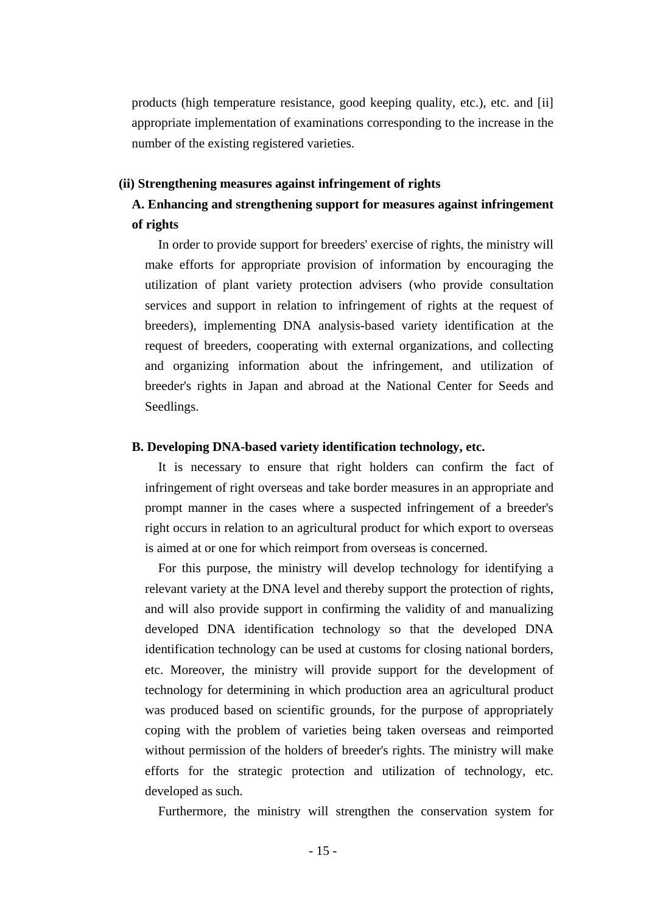products (high temperature resistance, good keeping quality, etc.), etc. and [ii] appropriate implementation of examinations corresponding to the increase in the number of the existing registered varieties.

**(ii) Strengthening measures against infringement of rights**

**A. Enhancing and strengthening support for measures against infringement of rights**

In order to provide support for breeders' exercise of rights, the ministry will make efforts for appropriate provision of information by encouraging the utilization of plant variety protection advisers (who provide consultation services and support in relation to infringement of rights at the request of breeders), implementing DNA analysis-based variety identification at the request of breeders, cooperating with external organizations, and collecting and organizing information about the infringement, and utilization of breeder's rights in Japan and abroad at the National Center for Seeds and Seedlings.

**B. Developing DNA-based variety identification technology, etc.**

It is necessary to ensure that right holders can confirm the fact of infringement of right overseas and take border measures in an appropriate and prompt manner in the cases where a suspected infringement of a breeder's right occurs in relation to an agricultural product for which export to overseas is aimed at or one for which reimport from overseas is concerned.

For this purpose, the ministry will develop technology for identifying a relevant variety at the DNA level and thereby support the protection of rights, and will also provide support in confirming the validity of and manualizing developed DNA identification technology so that the developed DNA identification technology can be used at customs for closing national borders, etc. Moreover, the ministry will provide support for the development of technology for determining in which production area an agricultural product was produced based on scientific grounds, for the purpose of appropriately coping with the problem of varieties being taken overseas and reimported without permission of the holders of breeder's rights. The ministry will make efforts for the strategic protection and utilization of technology, etc. developed as such.

Furthermore, the ministry will strengthen the conservation system for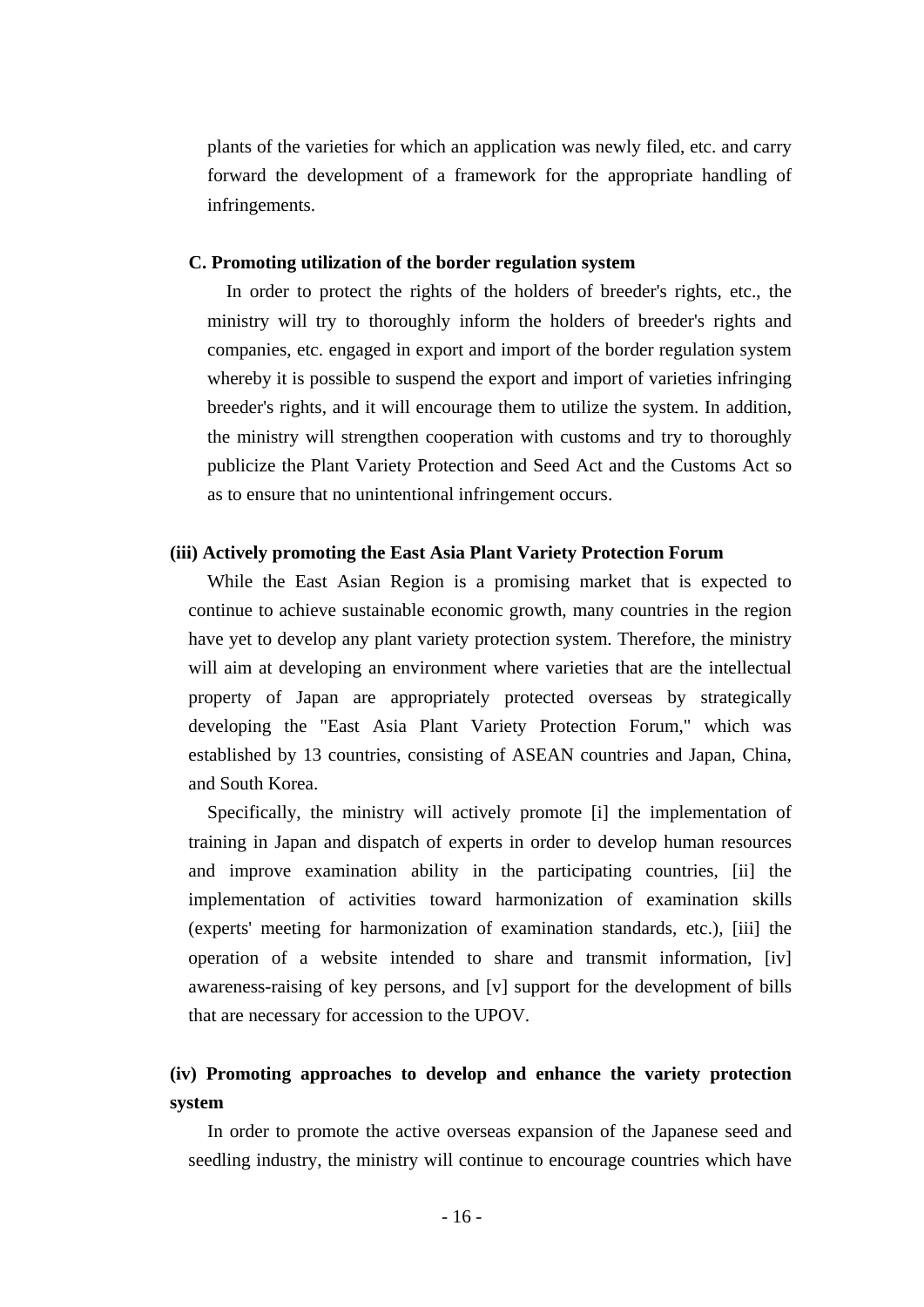plants of the varieties for which an application was newly filed, etc. and carry forward the development of a framework for the appropriate handling of infringements.

**C. Promoting utilization of the border regulation system**

In order to protect the rights of the holders of breeder's rights, etc., the ministry will try to thoroughly inform the holders of breeder's rights and companies, etc. engaged in export and import of the border regulation system whereby it is possible to suspend the export and import of varieties infringing breeder's rights, and it will encourage them to utilize the system. In addition, the ministry will strengthen cooperation with customs and try to thoroughly publicize the Plant Variety Protection and Seed Act and the Customs Act so as to ensure that no unintentional infringement occurs.

**(iii) Actively promoting the East Asia Plant Variety Protection Forum**

While the East Asian Region is a promising market that is expected to continue to achieve sustainable economic growth, many countries in the region have yet to develop any plant variety protection system. Therefore, the ministry will aim at developing an environment where varieties that are the intellectual property of Japan are appropriately protected overseas by strategically developing the "East Asia Plant Variety Protection Forum," which was established by 13 countries, consisting of ASEAN countries and Japan, China, and South Korea.

Specifically, the ministry will actively promote [i] the implementation of training in Japan and dispatch of experts in order to develop human resources and improve examination ability in the participating countries, [ii] the implementation of activities toward harmonization of examination skills (experts' meeting for harmonization of examination standards, etc.), [iii] the operation of a website intended to share and transmit information, [iv] awareness-raising of key persons, and [v] support for the development of bills that are necessary for accession to the UPOV.

**(iv) Promoting approaches to develop and enhance the variety protection system**

In order to promote the active overseas expansion of the Japanese seed and seedling industry, the ministry will continue to encourage countries which have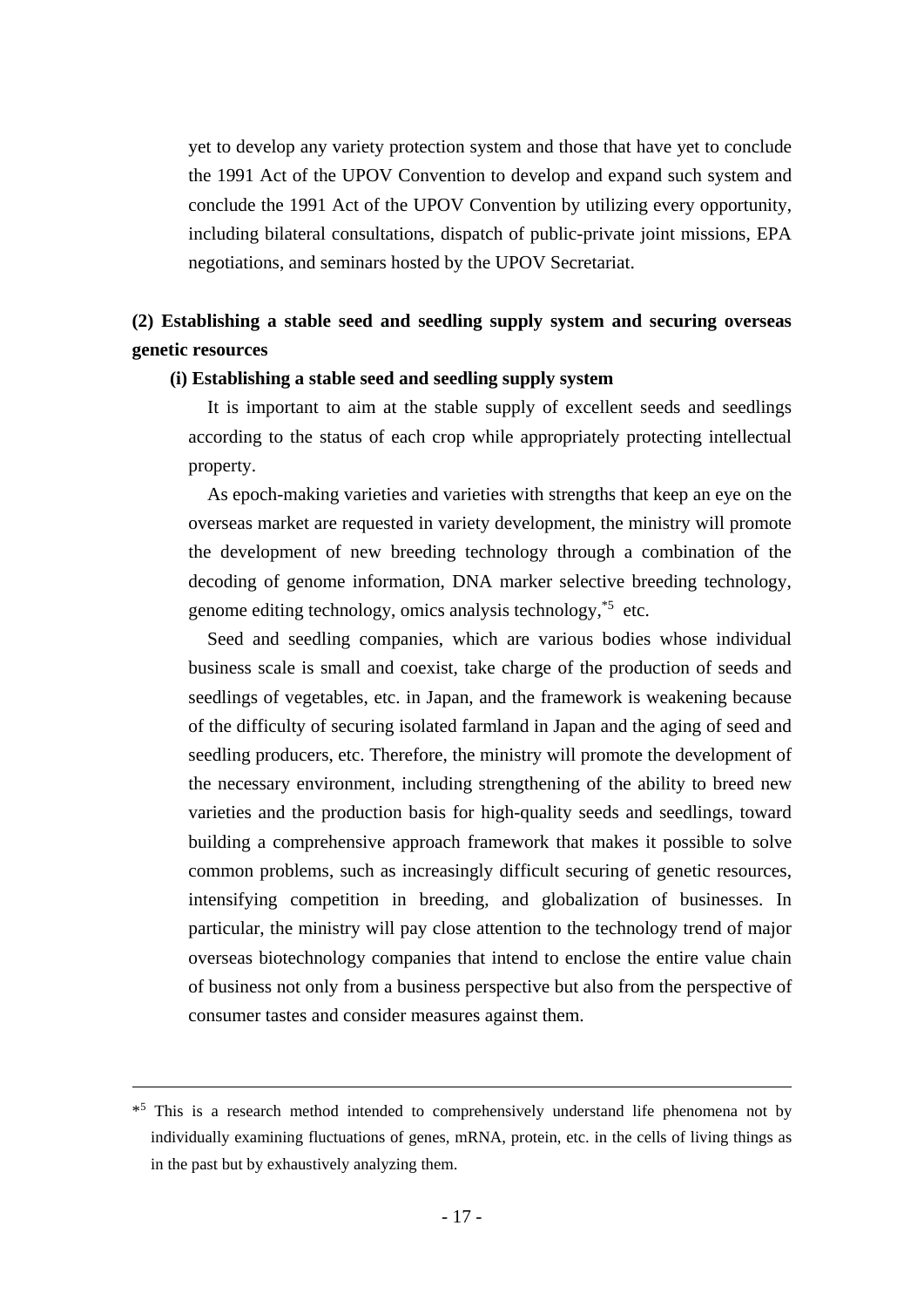yet to develop any variety protection system and those that have yet to conclude the 1991 Act of the UPOV Convention to develop and expand such system and conclude the 1991 Act of the UPOV Convention by utilizing every opportunity, including bilateral consultations, dispatch of public-private joint missions, EPA negotiations, and seminars hosted by the UPOV Secretariat.

### (2) Establishing a stable seed and seedling supply system and securing overseas genetic resources

#### (i) Establishing a stable seed and seedling supply system

It is important to aim at the stable supply of excellent seeds and seedlings according to the status of each crop while appropriately protecting intellectual property.

As epoch-making varieties and varieties with strengths that keep an eye on the overseas market are requested in variety development, the ministry will promote the development of new breeding technology through a combination of the decoding of genome information, DNA marker selective breeding technology, genome editing technology, omics analysis technology,[*5] etc.

Seed and seedling companies, which are various bodies whose individual business scale is small and coexist, take charge of the production of seeds and seedlings of vegetables, etc. in Japan, and the framework is weakening because of the difficulty of securing isolated farmland in Japan and the aging of seed and seedling producers, etc. Therefore, the ministry will promote the development of the necessary environment, including strengthening of the ability to breed new varieties and the production basis for high-quality seeds and seedlings, toward building a comprehensive approach framework that makes it possible to solve common problems, such as increasingly difficult securing of genetic resources, intensifying competition in breeding, and globalization of businesses. In particular, the ministry will pay close attention to the technology trend of major overseas biotechnology companies that intend to enclose the entire value chain of business not only from a business perspective but also from the perspective of consumer tastes and consider measures against them.

---

[*5] This is a research method intended to comprehensively understand life phenomena not by individually examining fluctuations of genes, mRNA, protein, etc. in the cells of living things as in the past but by exhaustively analyzing them.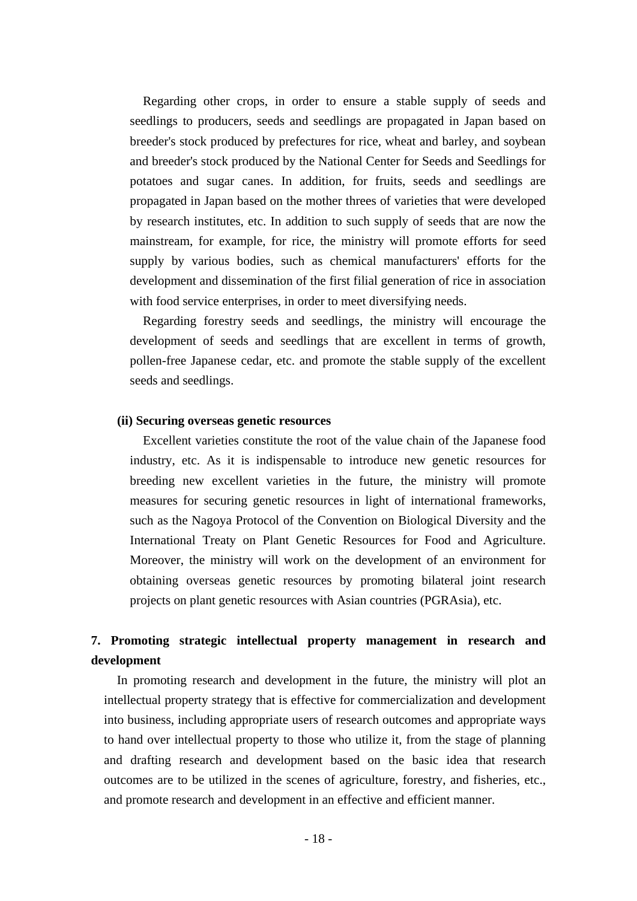Regarding other crops, in order to ensure a stable supply of seeds and seedlings to producers, seeds and seedlings are propagated in Japan based on breeder's stock produced by prefectures for rice, wheat and barley, and soybean and breeder's stock produced by the National Center for Seeds and Seedlings for potatoes and sugar canes. In addition, for fruits, seeds and seedlings are propagated in Japan based on the mother threes of varieties that were developed by research institutes, etc. In addition to such supply of seeds that are now the mainstream, for example, for rice, the ministry will promote efforts for seed supply by various bodies, such as chemical manufacturers' efforts for the development and dissemination of the first filial generation of rice in association with food service enterprises, in order to meet diversifying needs.

Regarding forestry seeds and seedlings, the ministry will encourage the development of seeds and seedlings that are excellent in terms of growth, pollen-free Japanese cedar, etc. and promote the stable supply of the excellent seeds and seedlings.

#### (ii) Securing overseas genetic resources

Excellent varieties constitute the root of the value chain of the Japanese food industry, etc. As it is indispensable to introduce new genetic resources for breeding new excellent varieties in the future, the ministry will promote measures for securing genetic resources in light of international frameworks, such as the Nagoya Protocol of the Convention on Biological Diversity and the International Treaty on Plant Genetic Resources for Food and Agriculture. Moreover, the ministry will work on the development of an environment for obtaining overseas genetic resources by promoting bilateral joint research projects on plant genetic resources with Asian countries (PGRAsia), etc.

### 7. Promoting strategic intellectual property management in research and development

In promoting research and development in the future, the ministry will plot an intellectual property strategy that is effective for commercialization and development into business, including appropriate users of research outcomes and appropriate ways to hand over intellectual property to those who utilize it, from the stage of planning and drafting research and development based on the basic idea that research outcomes are to be utilized in the scenes of agriculture, forestry, and fisheries, etc., and promote research and development in an effective and efficient manner.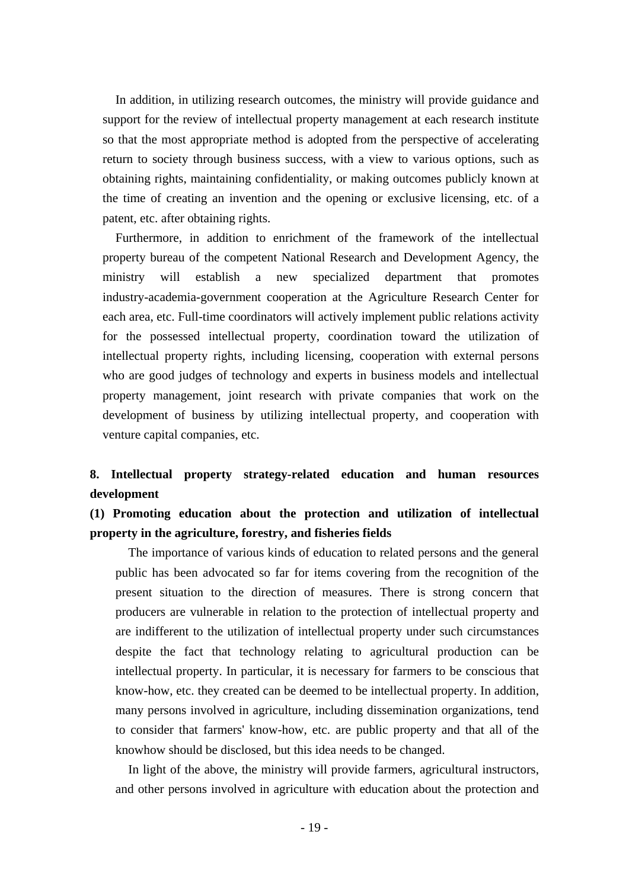In addition, in utilizing research outcomes, the ministry will provide guidance and support for the review of intellectual property management at each research institute so that the most appropriate method is adopted from the perspective of accelerating return to society through business success, with a view to various options, such as obtaining rights, maintaining confidentiality, or making outcomes publicly known at the time of creating an invention and the opening or exclusive licensing, etc. of a patent, etc. after obtaining rights.

Furthermore, in addition to enrichment of the framework of the intellectual property bureau of the competent National Research and Development Agency, the ministry will establish a new specialized department that promotes industry-academia-government cooperation at the Agriculture Research Center for each area, etc. Full-time coordinators will actively implement public relations activity for the possessed intellectual property, coordination toward the utilization of intellectual property rights, including licensing, cooperation with external persons who are good judges of technology and experts in business models and intellectual property management, joint research with private companies that work on the development of business by utilizing intellectual property, and cooperation with venture capital companies, etc.

## 8. Intellectual property strategy-related education and human resources development

### (1) Promoting education about the protection and utilization of intellectual property in the agriculture, forestry, and fisheries fields

The importance of various kinds of education to related persons and the general public has been advocated so far for items covering from the recognition of the present situation to the direction of measures. There is strong concern that producers are vulnerable in relation to the protection of intellectual property and are indifferent to the utilization of intellectual property under such circumstances despite the fact that technology relating to agricultural production can be intellectual property. In particular, it is necessary for farmers to be conscious that know-how, etc. they created can be deemed to be intellectual property. In addition, many persons involved in agriculture, including dissemination organizations, tend to consider that farmers' know-how, etc. are public property and that all of the knowhow should be disclosed, but this idea needs to be changed.

In light of the above, the ministry will provide farmers, agricultural instructors, and other persons involved in agriculture with education about the protection and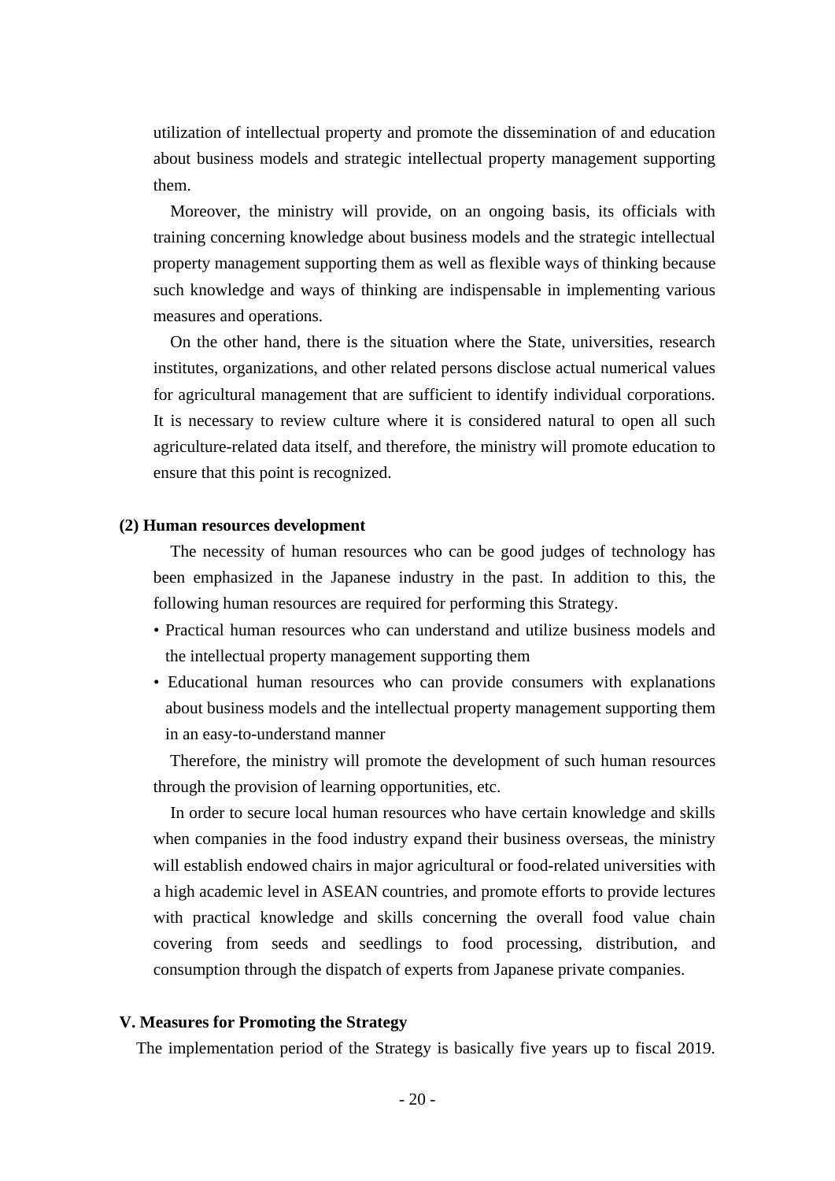utilization of intellectual property and promote the dissemination of and education about business models and strategic intellectual property management supporting them.

Moreover, the ministry will provide, on an ongoing basis, its officials with training concerning knowledge about business models and the strategic intellectual property management supporting them as well as flexible ways of thinking because such knowledge and ways of thinking are indispensable in implementing various measures and operations.

On the other hand, there is the situation where the State, universities, research institutes, organizations, and other related persons disclose actual numerical values for agricultural management that are sufficient to identify individual corporations. It is necessary to review culture where it is considered natural to open all such agriculture-related data itself, and therefore, the ministry will promote education to ensure that this point is recognized.

### (2) Human resources development

The necessity of human resources who can be good judges of technology has been emphasized in the Japanese industry in the past. In addition to this, the following human resources are required for performing this Strategy.

- Practical human resources who can understand and utilize business models and the intellectual property management supporting them
- Educational human resources who can provide consumers with explanations about business models and the intellectual property management supporting them in an easy-to-understand manner

Therefore, the ministry will promote the development of such human resources through the provision of learning opportunities, etc.

In order to secure local human resources who have certain knowledge and skills when companies in the food industry expand their business overseas, the ministry will establish endowed chairs in major agricultural or food-related universities with a high academic level in ASEAN countries, and promote efforts to provide lectures with practical knowledge and skills concerning the overall food value chain covering from seeds and seedlings to food processing, distribution, and consumption through the dispatch of experts from Japanese private companies.

## V. Measures for Promoting the Strategy

The implementation period of the Strategy is basically five years up to fiscal 2019.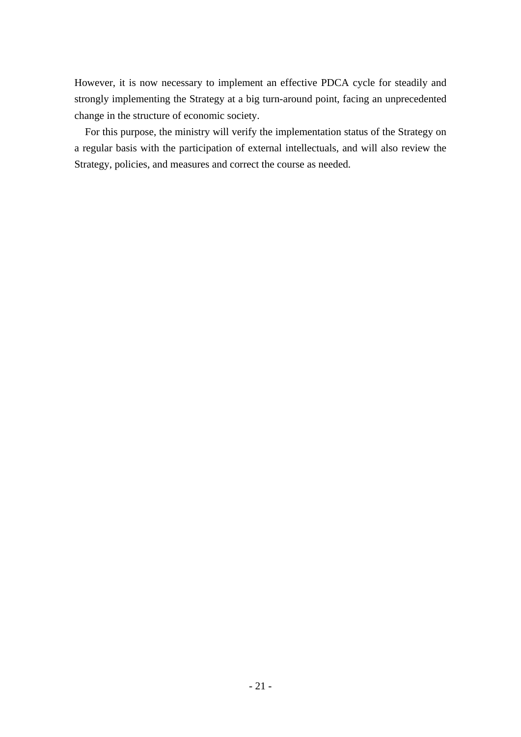However, it is now necessary to implement an effective PDCA cycle for steadily and strongly implementing the Strategy at a big turn-around point, facing an unprecedented change in the structure of economic society.

For this purpose, the ministry will verify the implementation status of the Strategy on a regular basis with the participation of external intellectuals, and will also review the Strategy, policies, and measures and correct the course as needed.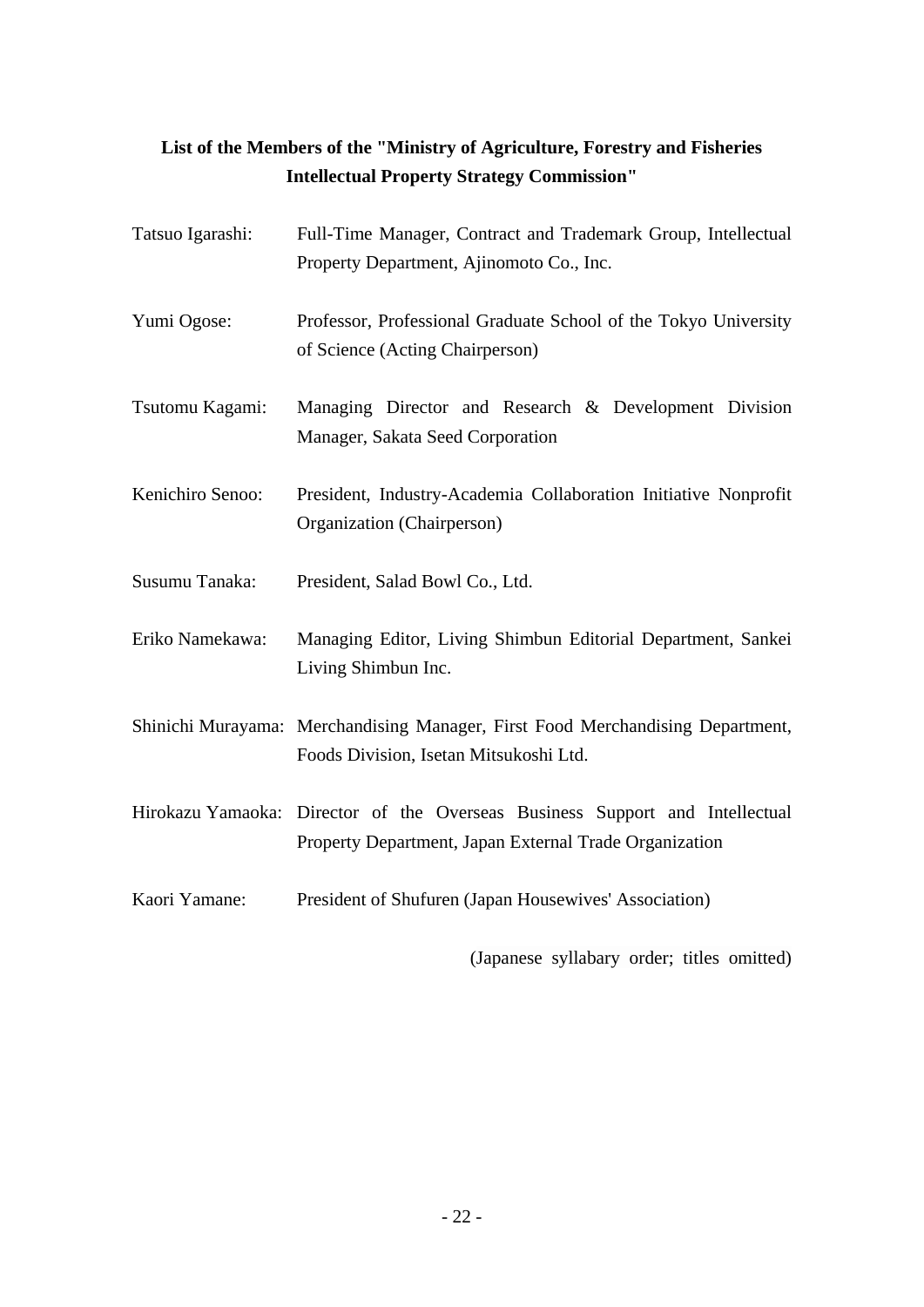**List of the Members of the "Ministry of Agriculture, Forestry and Fisheries Intellectual Property Strategy Commission"**

Tatsuo Igarashi: Full-Time Manager, Contract and Trademark Group, Intellectual Property Department, Ajinomoto Co., Inc.

Yumi Ogose: Professor, Professional Graduate School of the Tokyo University of Science (Acting Chairperson)

Tsutomu Kagami: Managing Director and Research & Development Division Manager, Sakata Seed Corporation

Kenichiro Senoo: President, Industry-Academia Collaboration Initiative Nonprofit Organization (Chairperson)

Susumu Tanaka: President, Salad Bowl Co., Ltd.

Eriko Namekawa: Managing Editor, Living Shimbun Editorial Department, Sankei Living Shimbun Inc.

Shinichi Murayama: Merchandising Manager, First Food Merchandising Department, Foods Division, Isetan Mitsukoshi Ltd.

Hirokazu Yamaoka: Director of the Overseas Business Support and Intellectual Property Department, Japan External Trade Organization

Kaori Yamane: President of Shufuren (Japan Housewives' Association)

(Japanese syllabary order; titles omitted)